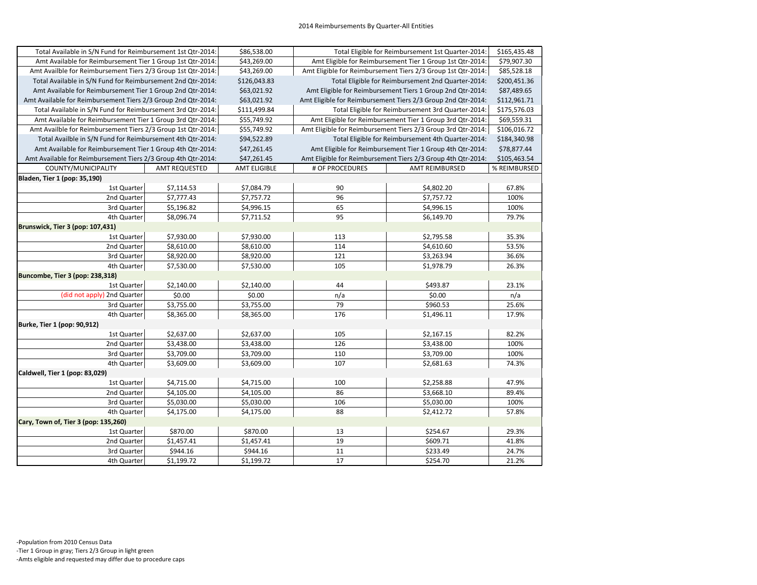## 2014 Reimbursements By Quarter-All Entities

| | | | | | |
|---|---|---|---|---|---|
| Total Available in S/N Fund for Reimbursement 1st Qtr-2014: | | $86,538.00 | Total Eligible for Reimbursement 1st Quarter-2014: | | $165,435.48 |
| Amt Available for Reimbursement Tier 1 Group 1st Qtr-2014: | | $43,269.00 | Amt Eligible for Reimbursement Tier 1 Group 1st Qtr-2014: | | $79,907.30 |
| Amt Availble for Reimbursement Tiers 2/3 Group 1st Qtr-2014: | | $43,269.00 | Amt Eligible for Reimbursement Tiers 2/3 Group 1st Qtr-2014: | | $85,528.18 |
| Total Available in S/N Fund for Reimbursement 2nd Qtr-2014: | | $126,043.83 | Total Eligible for Reimbursement 2nd Quarter-2014: | | $200,451.36 |
| Amt Available for Reimbursement Tier 1 Group 2nd Qtr-2014: | | $63,021.92 | Amt Eligible for Reimbursement Tiers 1 Group 2nd Qtr-2014: | | $87,489.65 |
| Amt Available for Reimbursement Tiers 2/3 Group 2nd Qtr-2014: | | $63,021.92 | Amt Eligible for Reimbursement Tiers 2/3 Group 2nd Qtr-2014: | | $112,961.71 |
| Total Available in S/N Fund for Reimbursement 3rd Qtr-2014: | | $111,499.84 | Total Eligible for Reimbursement 3rd Quarter-2014: | | $175,576.03 |
| Amt Available for Reimbursement Tier 1 Group 3rd Qtr-2014: | | $55,749.92 | Amt Eligible for Reimbursement Tier 1 Group 3rd Qtr-2014: | | $69,559.31 |
| Amt Availble for Reimbursement Tiers 2/3 Group 3rd Qtr-2014: | | $55,749.92 | Amt Eligible for Reimbursement Tiers 2/3 Group 3rd Qtr-2014: | | $106,016.72 |
| Total Availble in S/N Fund for Reimbursement 4th Qtr-2014: | | $94,522.89 | Total Eligible for Reimbursement 4th Quarter-2014: | | $184,340.98 |
| Amt Available for Reimbursement Tier 1 Group 4th Qtr-2014: | | $47,261.45 | Amt Eligible for Reimbursement Tier 1 Group 4th Qtr-2014: | | $78,877.44 |
| Amt Available for Reimbursement Tiers 2/3 Group 4th Qtr-2014: | | $47,261.45 | Amt Eligible for Reimbursement Tiers 2/3 Group 4th Qtr-2014: | | $105,463.54 |
| **COUNTY/MUNICIPALITY** | **AMT REQUESTED** | **AMT ELIGIBLE** | **# OF PROCEDURES** | **AMT REIMBURSED** | **% REIMBURSED** |
| **Bladen, Tier 1 (pop: 35,190)** | | | | | |
| 1st Quarter | $7,114.53 | $7,084.79 | 90 | $4,802.20 | 67.8% |
| 2nd Quarter | $7,777.43 | $7,757.72 | 96 | $7,757.72 | 100% |
| 3rd Quarter | $5,196.82 | $4,996.15 | 65 | $4,996.15 | 100% |
| 4th Quarter | $8,096.74 | $7,711.52 | 95 | $6,149.70 | 79.7% |
| **Brunswick, Tier 3 (pop: 107,431)** | | | | | |
| 1st Quarter | $7,930.00 | $7,930.00 | 113 | $2,795.58 | 35.3% |
| 2nd Quarter | $8,610.00 | $8,610.00 | 114 | $4,610.60 | 53.5% |
| 3rd Quarter | $8,920.00 | $8,920.00 | 121 | $3,263.94 | 36.6% |
| 4th Quarter | $7,530.00 | $7,530.00 | 105 | $1,978.79 | 26.3% |
| **Buncombe, Tier 3 (pop: 238,318)** | | | | | |
| 1st Quarter | $2,140.00 | $2,140.00 | 44 | $493.87 | 23.1% |
| (did not apply) 2nd Quarter | $0.00 | $0.00 | n/a | $0.00 | n/a |
| 3rd Quarter | $3,755.00 | $3,755.00 | 79 | $960.53 | 25.6% |
| 4th Quarter | $8,365.00 | $8,365.00 | 176 | $1,496.11 | 17.9% |
| **Burke, Tier 1 (pop: 90,912)** | | | | | |
| 1st Quarter | $2,637.00 | $2,637.00 | 105 | $2,167.15 | 82.2% |
| 2nd Quarter | $3,438.00 | $3,438.00 | 126 | $3,438.00 | 100% |
| 3rd Quarter | $3,709.00 | $3,709.00 | 110 | $3,709.00 | 100% |
| 4th Quarter | $3,609.00 | $3,609.00 | 107 | $2,681.63 | 74.3% |
| **Caldwell, Tier 1 (pop: 83,029)** | | | | | |
| 1st Quarter | $4,715.00 | $4,715.00 | 100 | $2,258.88 | 47.9% |
| 2nd Quarter | $4,105.00 | $4,105.00 | 86 | $3,668.10 | 89.4% |
| 3rd Quarter | $5,030.00 | $5,030.00 | 106 | $5,030.00 | 100% |
| 4th Quarter | $4,175.00 | $4,175.00 | 88 | $2,412.72 | 57.8% |
| **Cary, Town of, Tier 3 (pop: 135,260)** | | | | | |
| 1st Quarter | $870.00 | $870.00 | 13 | $254.67 | 29.3% |
| 2nd Quarter | $1,457.41 | $1,457.41 | 19 | $609.71 | 41.8% |
| 3rd Quarter | $944.16 | $944.16 | 11 | $233.49 | 24.7% |
| 4th Quarter | $1,199.72 | $1,199.72 | 17 | $254.70 | 21.2% |

-Population from 2010 Census Data
-Tier 1 Group in gray; Tiers 2/3 Group in light green
-Amts eligible and requested may differ due to procedure caps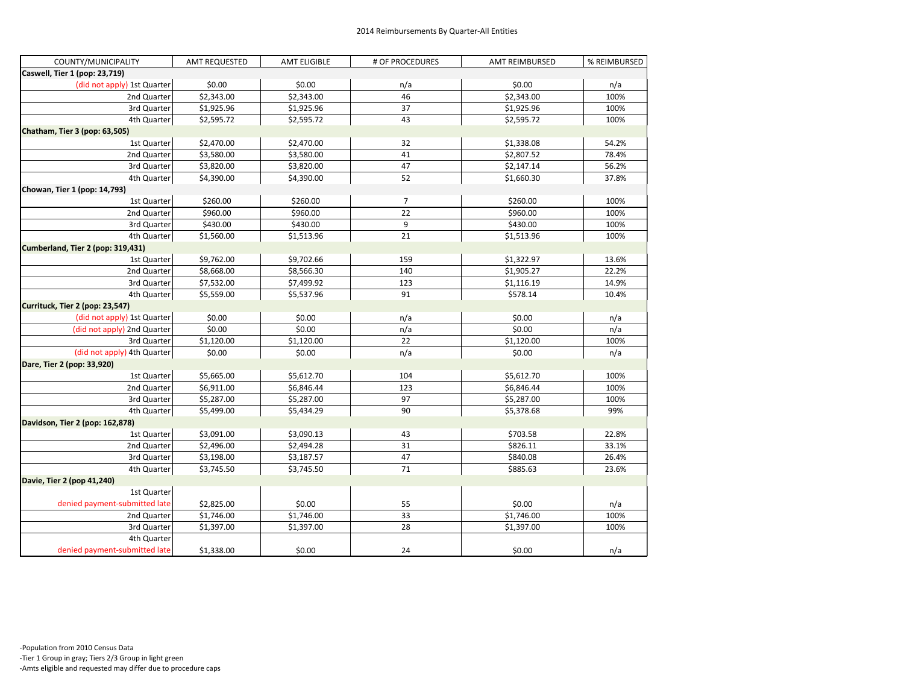2014 Reimbursements By Quarter-All Entities

| COUNTY/MUNICIPALITY | AMT REQUESTED | AMT ELIGIBLE | # OF PROCEDURES | AMT REIMBURSED | % REIMBURSED |
|---|---|---|---|---|---|
| **Caswell, Tier 1 (pop: 23,719)** | | | | | |
| (did not apply) 1st Quarter | $0.00 | $0.00 | n/a | $0.00 | n/a |
| 2nd Quarter | $2,343.00 | $2,343.00 | 46 | $2,343.00 | 100% |
| 3rd Quarter | $1,925.96 | $1,925.96 | 37 | $1,925.96 | 100% |
| 4th Quarter | $2,595.72 | $2,595.72 | 43 | $2,595.72 | 100% |
| **Chatham, Tier 3 (pop: 63,505)** | | | | | |
| 1st Quarter | $2,470.00 | $2,470.00 | 32 | $1,338.08 | 54.2% |
| 2nd Quarter | $3,580.00 | $3,580.00 | 41 | $2,807.52 | 78.4% |
| 3rd Quarter | $3,820.00 | $3,820.00 | 47 | $2,147.14 | 56.2% |
| 4th Quarter | $4,390.00 | $4,390.00 | 52 | $1,660.30 | 37.8% |
| **Chowan, Tier 1 (pop: 14,793)** | | | | | |
| 1st Quarter | $260.00 | $260.00 | 7 | $260.00 | 100% |
| 2nd Quarter | $960.00 | $960.00 | 22 | $960.00 | 100% |
| 3rd Quarter | $430.00 | $430.00 | 9 | $430.00 | 100% |
| 4th Quarter | $1,560.00 | $1,513.96 | 21 | $1,513.96 | 100% |
| **Cumberland, Tier 2 (pop: 319,431)** | | | | | |
| 1st Quarter | $9,762.00 | $9,702.66 | 159 | $1,322.97 | 13.6% |
| 2nd Quarter | $8,668.00 | $8,566.30 | 140 | $1,905.27 | 22.2% |
| 3rd Quarter | $7,532.00 | $7,499.92 | 123 | $1,116.19 | 14.9% |
| 4th Quarter | $5,559.00 | $5,537.96 | 91 | $578.14 | 10.4% |
| **Currituck, Tier 2 (pop: 23,547)** | | | | | |
| (did not apply) 1st Quarter | $0.00 | $0.00 | n/a | $0.00 | n/a |
| (did not apply) 2nd Quarter | $0.00 | $0.00 | n/a | $0.00 | n/a |
| 3rd Quarter | $1,120.00 | $1,120.00 | 22 | $1,120.00 | 100% |
| (did not apply) 4th Quarter | $0.00 | $0.00 | n/a | $0.00 | n/a |
| **Dare, Tier 2 (pop: 33,920)** | | | | | |
| 1st Quarter | $5,665.00 | $5,612.70 | 104 | $5,612.70 | 100% |
| 2nd Quarter | $6,911.00 | $6,846.44 | 123 | $6,846.44 | 100% |
| 3rd Quarter | $5,287.00 | $5,287.00 | 97 | $5,287.00 | 100% |
| 4th Quarter | $5,499.00 | $5,434.29 | 90 | $5,378.68 | 99% |
| **Davidson, Tier 2 (pop: 162,878)** | | | | | |
| 1st Quarter | $3,091.00 | $3,090.13 | 43 | $703.58 | 22.8% |
| 2nd Quarter | $2,496.00 | $2,494.28 | 31 | $826.11 | 33.1% |
| 3rd Quarter | $3,198.00 | $3,187.57 | 47 | $840.08 | 26.4% |
| 4th Quarter | $3,745.50 | $3,745.50 | 71 | $885.63 | 23.6% |
| **Davie, Tier 2 (pop 41,240)** | | | | | |
| 1st Quarter denied payment-submitted late | $2,825.00 | $0.00 | 55 | $0.00 | n/a |
| 2nd Quarter | $1,746.00 | $1,746.00 | 33 | $1,746.00 | 100% |
| 3rd Quarter | $1,397.00 | $1,397.00 | 28 | $1,397.00 | 100% |
| 4th Quarter denied payment-submitted late | $1,338.00 | $0.00 | 24 | $0.00 | n/a |

-Population from 2010 Census Data
-Tier 1 Group in gray; Tiers 2/3 Group in light green
-Amts eligible and requested may differ due to procedure caps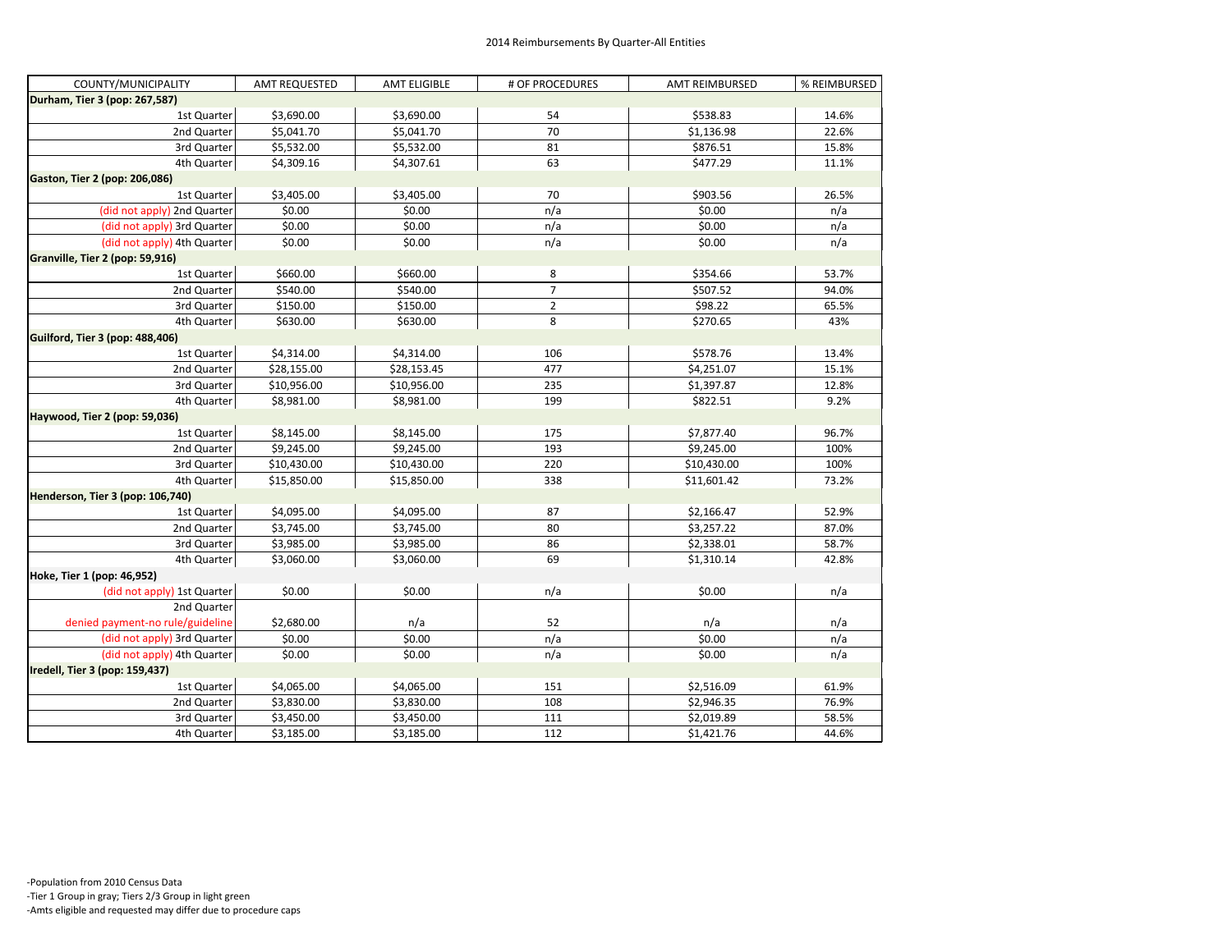2014 Reimbursements By Quarter-All Entities

| COUNTY/MUNICIPALITY | AMT REQUESTED | AMT ELIGIBLE | # OF PROCEDURES | AMT REIMBURSED | % REIMBURSED |
|---|---|---|---|---|---|
| **Durham, Tier 3 (pop: 267,587)** | | | | | |
| 1st Quarter | $3,690.00 | $3,690.00 | 54 | $538.83 | 14.6% |
| 2nd Quarter | $5,041.70 | $5,041.70 | 70 | $1,136.98 | 22.6% |
| 3rd Quarter | $5,532.00 | $5,532.00 | 81 | $876.51 | 15.8% |
| 4th Quarter | $4,309.16 | $4,307.61 | 63 | $477.29 | 11.1% |
| **Gaston, Tier 2 (pop: 206,086)** | | | | | |
| 1st Quarter | $3,405.00 | $3,405.00 | 70 | $903.56 | 26.5% |
| (did not apply) 2nd Quarter | $0.00 | $0.00 | n/a | $0.00 | n/a |
| (did not apply) 3rd Quarter | $0.00 | $0.00 | n/a | $0.00 | n/a |
| (did not apply) 4th Quarter | $0.00 | $0.00 | n/a | $0.00 | n/a |
| **Granville, Tier 2 (pop: 59,916)** | | | | | |
| 1st Quarter | $660.00 | $660.00 | 8 | $354.66 | 53.7% |
| 2nd Quarter | $540.00 | $540.00 | 7 | $507.52 | 94.0% |
| 3rd Quarter | $150.00 | $150.00 | 2 | $98.22 | 65.5% |
| 4th Quarter | $630.00 | $630.00 | 8 | $270.65 | 43% |
| **Guilford, Tier 3 (pop: 488,406)** | | | | | |
| 1st Quarter | $4,314.00 | $4,314.00 | 106 | $578.76 | 13.4% |
| 2nd Quarter | $28,155.00 | $28,153.45 | 477 | $4,251.07 | 15.1% |
| 3rd Quarter | $10,956.00 | $10,956.00 | 235 | $1,397.87 | 12.8% |
| 4th Quarter | $8,981.00 | $8,981.00 | 199 | $822.51 | 9.2% |
| **Haywood, Tier 2 (pop: 59,036)** | | | | | |
| 1st Quarter | $8,145.00 | $8,145.00 | 175 | $7,877.40 | 96.7% |
| 2nd Quarter | $9,245.00 | $9,245.00 | 193 | $9,245.00 | 100% |
| 3rd Quarter | $10,430.00 | $10,430.00 | 220 | $10,430.00 | 100% |
| 4th Quarter | $15,850.00 | $15,850.00 | 338 | $11,601.42 | 73.2% |
| **Henderson, Tier 3 (pop: 106,740)** | | | | | |
| 1st Quarter | $4,095.00 | $4,095.00 | 87 | $2,166.47 | 52.9% |
| 2nd Quarter | $3,745.00 | $3,745.00 | 80 | $3,257.22 | 87.0% |
| 3rd Quarter | $3,985.00 | $3,985.00 | 86 | $2,338.01 | 58.7% |
| 4th Quarter | $3,060.00 | $3,060.00 | 69 | $1,310.14 | 42.8% |
| **Hoke, Tier 1 (pop: 46,952)** | | | | | |
| (did not apply) 1st Quarter | $0.00 | $0.00 | n/a | $0.00 | n/a |
| 2nd Quarter denied payment-no rule/guideline | $2,680.00 | n/a | 52 | n/a | n/a |
| (did not apply) 3rd Quarter | $0.00 | $0.00 | n/a | $0.00 | n/a |
| (did not apply) 4th Quarter | $0.00 | $0.00 | n/a | $0.00 | n/a |
| **Iredell, Tier 3 (pop: 159,437)** | | | | | |
| 1st Quarter | $4,065.00 | $4,065.00 | 151 | $2,516.09 | 61.9% |
| 2nd Quarter | $3,830.00 | $3,830.00 | 108 | $2,946.35 | 76.9% |
| 3rd Quarter | $3,450.00 | $3,450.00 | 111 | $2,019.89 | 58.5% |
| 4th Quarter | $3,185.00 | $3,185.00 | 112 | $1,421.76 | 44.6% |

-Population from 2010 Census Data
-Tier 1 Group in gray; Tiers 2/3 Group in light green
-Amts eligible and requested may differ due to procedure caps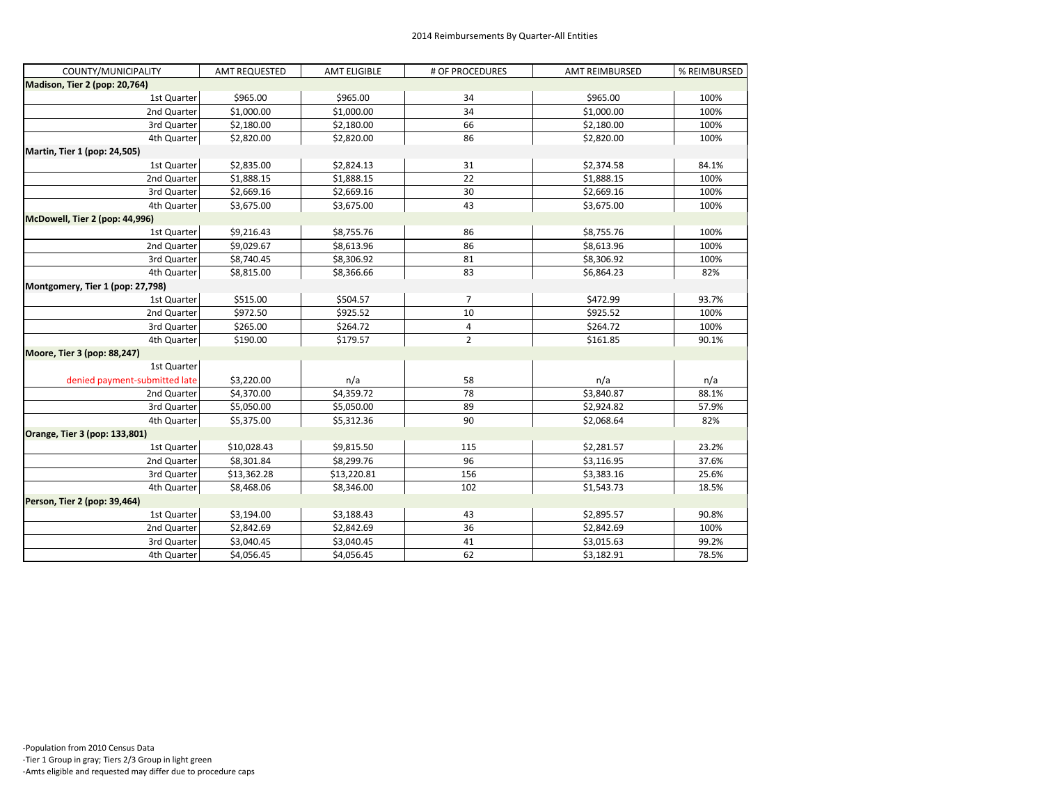2014 Reimbursements By Quarter-All Entities

| COUNTY/MUNICIPALITY | AMT REQUESTED | AMT ELIGIBLE | # OF PROCEDURES | AMT REIMBURSED | % REIMBURSED |
|---|---|---|---|---|---|
| **Madison, Tier 2 (pop: 20,764)** | | | | | |
| 1st Quarter | $965.00 | $965.00 | 34 | $965.00 | 100% |
| 2nd Quarter | $1,000.00 | $1,000.00 | 34 | $1,000.00 | 100% |
| 3rd Quarter | $2,180.00 | $2,180.00 | 66 | $2,180.00 | 100% |
| 4th Quarter | $2,820.00 | $2,820.00 | 86 | $2,820.00 | 100% |
| **Martin, Tier 1 (pop: 24,505)** | | | | | |
| 1st Quarter | $2,835.00 | $2,824.13 | 31 | $2,374.58 | 84.1% |
| 2nd Quarter | $1,888.15 | $1,888.15 | 22 | $1,888.15 | 100% |
| 3rd Quarter | $2,669.16 | $2,669.16 | 30 | $2,669.16 | 100% |
| 4th Quarter | $3,675.00 | $3,675.00 | 43 | $3,675.00 | 100% |
| **McDowell, Tier 2 (pop: 44,996)** | | | | | |
| 1st Quarter | $9,216.43 | $8,755.76 | 86 | $8,755.76 | 100% |
| 2nd Quarter | $9,029.67 | $8,613.96 | 86 | $8,613.96 | 100% |
| 3rd Quarter | $8,740.45 | $8,306.92 | 81 | $8,306.92 | 100% |
| 4th Quarter | $8,815.00 | $8,366.66 | 83 | $6,864.23 | 82% |
| **Montgomery, Tier 1 (pop: 27,798)** | | | | | |
| 1st Quarter | $515.00 | $504.57 | 7 | $472.99 | 93.7% |
| 2nd Quarter | $972.50 | $925.52 | 10 | $925.52 | 100% |
| 3rd Quarter | $265.00 | $264.72 | 4 | $264.72 | 100% |
| 4th Quarter | $190.00 | $179.57 | 2 | $161.85 | 90.1% |
| **Moore, Tier 3 (pop: 88,247)** | | | | | |
| 1st Quarter<br>denied payment-submitted late | $3,220.00 | n/a | 58 | n/a | n/a |
| 2nd Quarter | $4,370.00 | $4,359.72 | 78 | $3,840.87 | 88.1% |
| 3rd Quarter | $5,050.00 | $5,050.00 | 89 | $2,924.82 | 57.9% |
| 4th Quarter | $5,375.00 | $5,312.36 | 90 | $2,068.64 | 82% |
| **Orange, Tier 3 (pop: 133,801)** | | | | | |
| 1st Quarter | $10,028.43 | $9,815.50 | 115 | $2,281.57 | 23.2% |
| 2nd Quarter | $8,301.84 | $8,299.76 | 96 | $3,116.95 | 37.6% |
| 3rd Quarter | $13,362.28 | $13,220.81 | 156 | $3,383.16 | 25.6% |
| 4th Quarter | $8,468.06 | $8,346.00 | 102 | $1,543.73 | 18.5% |
| **Person, Tier 2 (pop: 39,464)** | | | | | |
| 1st Quarter | $3,194.00 | $3,188.43 | 43 | $2,895.57 | 90.8% |
| 2nd Quarter | $2,842.69 | $2,842.69 | 36 | $2,842.69 | 100% |
| 3rd Quarter | $3,040.45 | $3,040.45 | 41 | $3,015.63 | 99.2% |
| 4th Quarter | $4,056.45 | $4,056.45 | 62 | $3,182.91 | 78.5% |

-Population from 2010 Census Data
-Tier 1 Group in gray; Tiers 2/3 Group in light green
-Amts eligible and requested may differ due to procedure caps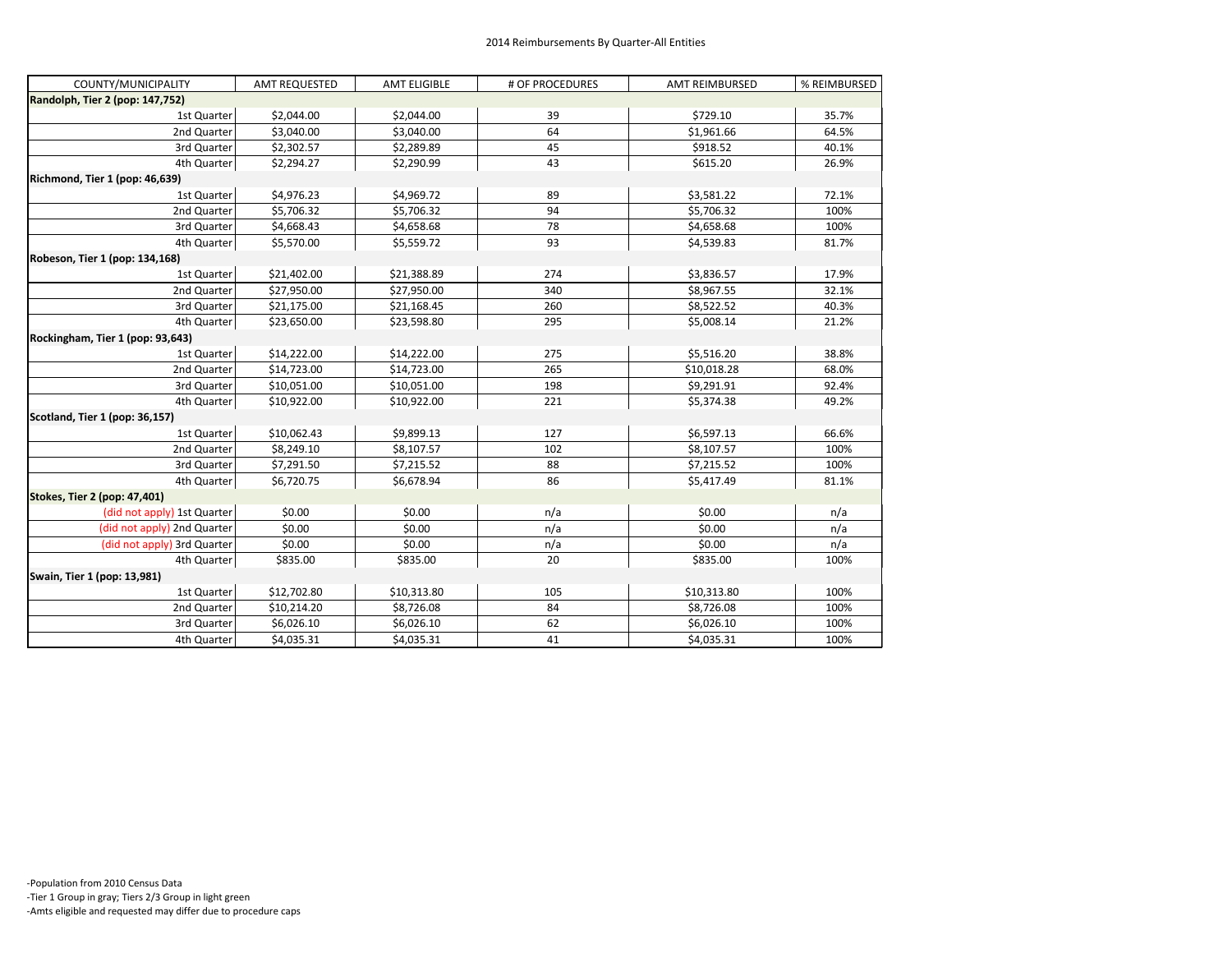2014 Reimbursements By Quarter-All Entities

| COUNTY/MUNICIPALITY | AMT REQUESTED | AMT ELIGIBLE | # OF PROCEDURES | AMT REIMBURSED | % REIMBURSED |
|---|---|---|---|---|---|
| **Randolph, Tier 2 (pop: 147,752)** | | | | | |
| 1st Quarter | $2,044.00 | $2,044.00 | 39 | $729.10 | 35.7% |
| 2nd Quarter | $3,040.00 | $3,040.00 | 64 | $1,961.66 | 64.5% |
| 3rd Quarter | $2,302.57 | $2,289.89 | 45 | $918.52 | 40.1% |
| 4th Quarter | $2,294.27 | $2,290.99 | 43 | $615.20 | 26.9% |
| **Richmond, Tier 1 (pop: 46,639)** | | | | | |
| 1st Quarter | $4,976.23 | $4,969.72 | 89 | $3,581.22 | 72.1% |
| 2nd Quarter | $5,706.32 | $5,706.32 | 94 | $5,706.32 | 100% |
| 3rd Quarter | $4,668.43 | $4,658.68 | 78 | $4,658.68 | 100% |
| 4th Quarter | $5,570.00 | $5,559.72 | 93 | $4,539.83 | 81.7% |
| **Robeson, Tier 1 (pop: 134,168)** | | | | | |
| 1st Quarter | $21,402.00 | $21,388.89 | 274 | $3,836.57 | 17.9% |
| 2nd Quarter | $27,950.00 | $27,950.00 | 340 | $8,967.55 | 32.1% |
| 3rd Quarter | $21,175.00 | $21,168.45 | 260 | $8,522.52 | 40.3% |
| 4th Quarter | $23,650.00 | $23,598.80 | 295 | $5,008.14 | 21.2% |
| **Rockingham, Tier 1 (pop: 93,643)** | | | | | |
| 1st Quarter | $14,222.00 | $14,222.00 | 275 | $5,516.20 | 38.8% |
| 2nd Quarter | $14,723.00 | $14,723.00 | 265 | $10,018.28 | 68.0% |
| 3rd Quarter | $10,051.00 | $10,051.00 | 198 | $9,291.91 | 92.4% |
| 4th Quarter | $10,922.00 | $10,922.00 | 221 | $5,374.38 | 49.2% |
| **Scotland, Tier 1 (pop: 36,157)** | | | | | |
| 1st Quarter | $10,062.43 | $9,899.13 | 127 | $6,597.13 | 66.6% |
| 2nd Quarter | $8,249.10 | $8,107.57 | 102 | $8,107.57 | 100% |
| 3rd Quarter | $7,291.50 | $7,215.52 | 88 | $7,215.52 | 100% |
| 4th Quarter | $6,720.75 | $6,678.94 | 86 | $5,417.49 | 81.1% |
| **Stokes, Tier 2 (pop: 47,401)** | | | | | |
| (did not apply) 1st Quarter | $0.00 | $0.00 | n/a | $0.00 | n/a |
| (did not apply) 2nd Quarter | $0.00 | $0.00 | n/a | $0.00 | n/a |
| (did not apply) 3rd Quarter | $0.00 | $0.00 | n/a | $0.00 | n/a |
| 4th Quarter | $835.00 | $835.00 | 20 | $835.00 | 100% |
| **Swain, Tier 1 (pop: 13,981)** | | | | | |
| 1st Quarter | $12,702.80 | $10,313.80 | 105 | $10,313.80 | 100% |
| 2nd Quarter | $10,214.20 | $8,726.08 | 84 | $8,726.08 | 100% |
| 3rd Quarter | $6,026.10 | $6,026.10 | 62 | $6,026.10 | 100% |
| 4th Quarter | $4,035.31 | $4,035.31 | 41 | $4,035.31 | 100% |

-Population from 2010 Census Data
-Tier 1 Group in gray; Tiers 2/3 Group in light green
-Amts eligible and requested may differ due to procedure caps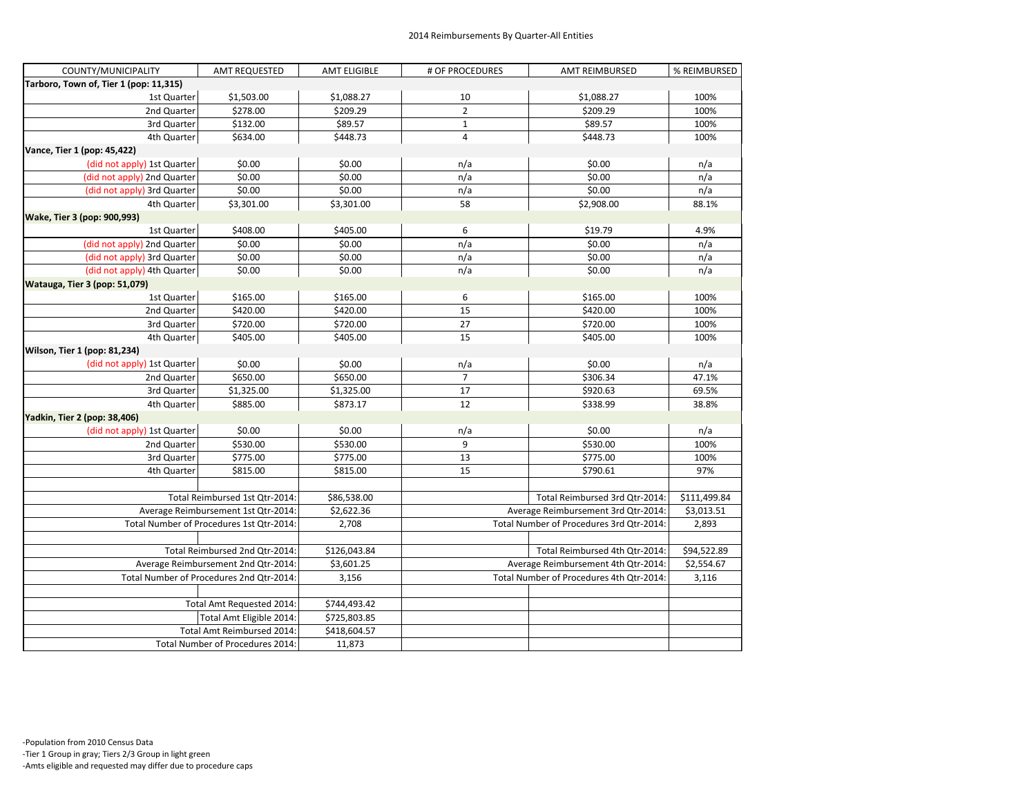2014 Reimbursements By Quarter-All Entities

| COUNTY/MUNICIPALITY | AMT REQUESTED | AMT ELIGIBLE | # OF PROCEDURES | AMT REIMBURSED | % REIMBURSED |
|---|---|---|---|---|---|
| **Tarboro, Town of, Tier 1 (pop: 11,315)** | | | | | |
| 1st Quarter | $1,503.00 | $1,088.27 | 10 | $1,088.27 | 100% |
| 2nd Quarter | $278.00 | $209.29 | 2 | $209.29 | 100% |
| 3rd Quarter | $132.00 | $89.57 | 1 | $89.57 | 100% |
| 4th Quarter | $634.00 | $448.73 | 4 | $448.73 | 100% |
| **Vance, Tier 1 (pop: 45,422)** | | | | | |
| (did not apply) 1st Quarter | $0.00 | $0.00 | n/a | $0.00 | n/a |
| (did not apply) 2nd Quarter | $0.00 | $0.00 | n/a | $0.00 | n/a |
| (did not apply) 3rd Quarter | $0.00 | $0.00 | n/a | $0.00 | n/a |
| 4th Quarter | $3,301.00 | $3,301.00 | 58 | $2,908.00 | 88.1% |
| **Wake, Tier 3 (pop: 900,993)** | | | | | |
| 1st Quarter | $408.00 | $405.00 | 6 | $19.79 | 4.9% |
| (did not apply) 2nd Quarter | $0.00 | $0.00 | n/a | $0.00 | n/a |
| (did not apply) 3rd Quarter | $0.00 | $0.00 | n/a | $0.00 | n/a |
| (did not apply) 4th Quarter | $0.00 | $0.00 | n/a | $0.00 | n/a |
| **Watauga, Tier 3 (pop: 51,079)** | | | | | |
| 1st Quarter | $165.00 | $165.00 | 6 | $165.00 | 100% |
| 2nd Quarter | $420.00 | $420.00 | 15 | $420.00 | 100% |
| 3rd Quarter | $720.00 | $720.00 | 27 | $720.00 | 100% |
| 4th Quarter | $405.00 | $405.00 | 15 | $405.00 | 100% |
| **Wilson, Tier 1 (pop: 81,234)** | | | | | |
| (did not apply) 1st Quarter | $0.00 | $0.00 | n/a | $0.00 | n/a |
| 2nd Quarter | $650.00 | $650.00 | 7 | $306.34 | 47.1% |
| 3rd Quarter | $1,325.00 | $1,325.00 | 17 | $920.63 | 69.5% |
| 4th Quarter | $885.00 | $873.17 | 12 | $338.99 | 38.8% |
| **Yadkin, Tier 2 (pop: 38,406)** | | | | | |
| (did not apply) 1st Quarter | $0.00 | $0.00 | n/a | $0.00 | n/a |
| 2nd Quarter | $530.00 | $530.00 | 9 | $530.00 | 100% |
| 3rd Quarter | $775.00 | $775.00 | 13 | $775.00 | 100% |
| 4th Quarter | $815.00 | $815.00 | 15 | $790.61 | 97% |

| | | | |
|---|---|---|---|
| Total Reimbursed 1st Qtr-2014: | $86,538.00 | Total Reimbursed 3rd Qtr-2014: | $111,499.84 |
| Average Reimbursement 1st Qtr-2014: | $2,622.36 | Average Reimbursement 3rd Qtr-2014: | $3,013.51 |
| Total Number of Procedures 1st Qtr-2014: | 2,708 | Total Number of Procedures 3rd Qtr-2014: | 2,893 |
| Total Reimbursed 2nd Qtr-2014: | $126,043.84 | Total Reimbursed 4th Qtr-2014: | $94,522.89 |
| Average Reimbursement 2nd Qtr-2014: | $3,601.25 | Average Reimbursement 4th Qtr-2014: | $2,554.67 |
| Total Number of Procedures 2nd Qtr-2014: | 3,156 | Total Number of Procedures 4th Qtr-2014: | 3,116 |
| Total Amt Requested 2014: | $744,493.42 | | |
| Total Amt Eligible 2014: | $725,803.85 | | |
| Total Amt Reimbursed 2014: | $418,604.57 | | |
| Total Number of Procedures 2014: | 11,873 | | |

-Population from 2010 Census Data
-Tier 1 Group in gray; Tiers 2/3 Group in light green
-Amts eligible and requested may differ due to procedure caps